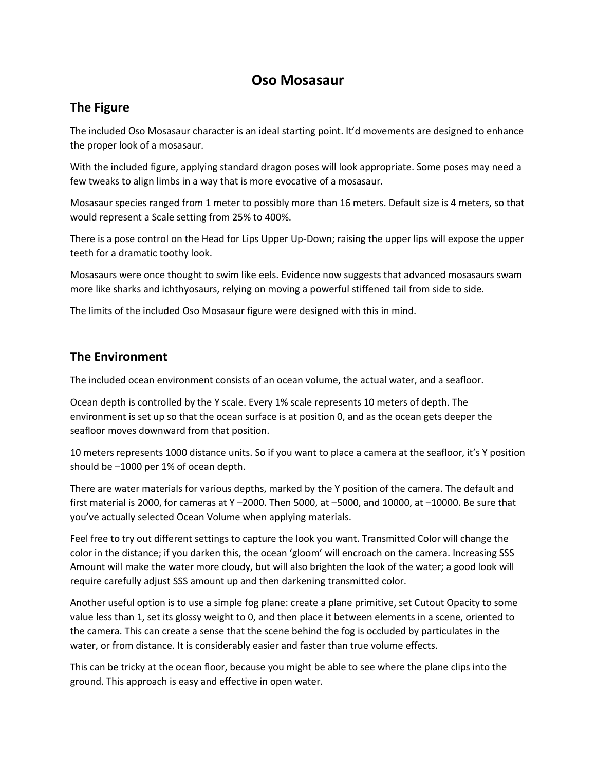# Oso Mosasaur

## The Figure

The included Oso Mosasaur character is an ideal starting point. It'd movements are designed to enhance the proper look of a mosasaur.

With the included figure, applying standard dragon poses will look appropriate. Some poses may need a few tweaks to align limbs in a way that is more evocative of a mosasaur.

Mosasaur species ranged from 1 meter to possibly more than 16 meters. Default size is 4 meters, so that would represent a Scale setting from 25% to 400%.

There is a pose control on the Head for Lips Upper Up-Down; raising the upper lips will expose the upper teeth for a dramatic toothy look.

Mosasaurs were once thought to swim like eels. Evidence now suggests that advanced mosasaurs swam more like sharks and ichthyosaurs, relying on moving a powerful stiffened tail from side to side.

The limits of the included Oso Mosasaur figure were designed with this in mind.

## The Environment

The included ocean environment consists of an ocean volume, the actual water, and a seafloor.

Ocean depth is controlled by the Y scale. Every 1% scale represents 10 meters of depth. The environment is set up so that the ocean surface is at position 0, and as the ocean gets deeper the seafloor moves downward from that position.

10 meters represents 1000 distance units. So if you want to place a camera at the seafloor, it's Y position should be –1000 per 1% of ocean depth.

There are water materials for various depths, marked by the Y position of the camera. The default and first material is 2000, for cameras at Y –2000. Then 5000, at –5000, and 10000, at –10000. Be sure that you've actually selected Ocean Volume when applying materials.

Feel free to try out different settings to capture the look you want. Transmitted Color will change the color in the distance; if you darken this, the ocean 'gloom' will encroach on the camera. Increasing SSS Amount will make the water more cloudy, but will also brighten the look of the water; a good look will require carefully adjust SSS amount up and then darkening transmitted color.

Another useful option is to use a simple fog plane: create a plane primitive, set Cutout Opacity to some value less than 1, set its glossy weight to 0, and then place it between elements in a scene, oriented to the camera. This can create a sense that the scene behind the fog is occluded by particulates in the water, or from distance. It is considerably easier and faster than true volume effects.

This can be tricky at the ocean floor, because you might be able to see where the plane clips into the ground. This approach is easy and effective in open water.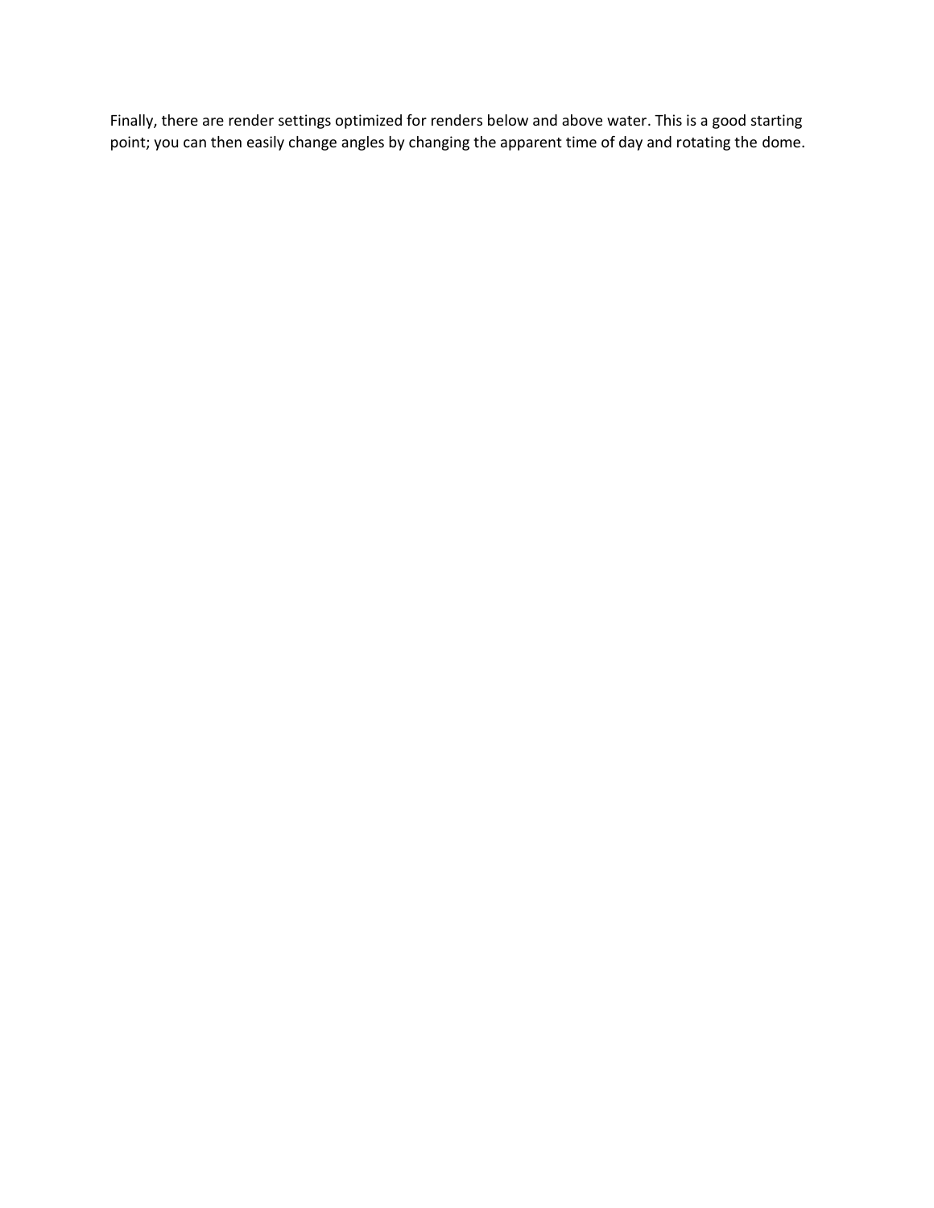Finally, there are render settings optimized for renders below and above water. This is a good starting point; you can then easily change angles by changing the apparent time of day and rotating the dome.